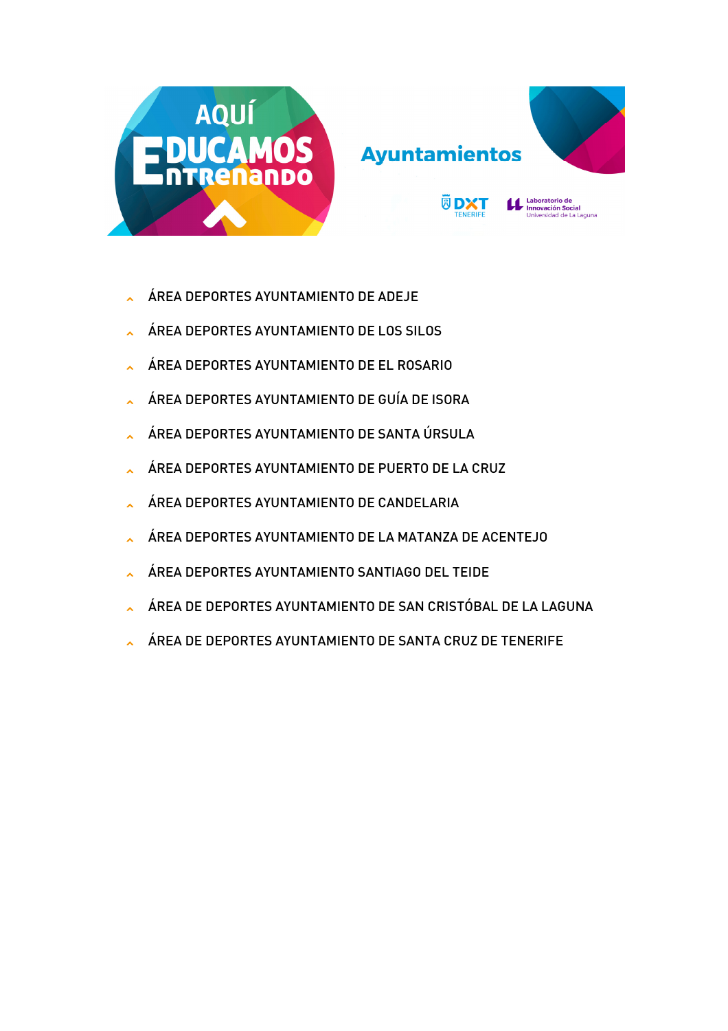AQUÍ EDUCAMOS ENTRENANDO

# Ayuntamientos

DXT TENERIFE — Laboratorio de Innovación Social, Universidad de La Laguna

- ÁREA DEPORTES AYUNTAMIENTO DE ADEJE
- ÁREA DEPORTES AYUNTAMIENTO DE LOS SILOS
- ÁREA DEPORTES AYUNTAMIENTO DE EL ROSARIO
- ÁREA DEPORTES AYUNTAMIENTO DE GUÍA DE ISORA
- ÁREA DEPORTES AYUNTAMIENTO DE SANTA ÚRSULA
- ÁREA DEPORTES AYUNTAMIENTO DE PUERTO DE LA CRUZ
- ÁREA DEPORTES AYUNTAMIENTO DE CANDELARIA
- ÁREA DEPORTES AYUNTAMIENTO DE LA MATANZA DE ACENTEJO
- ÁREA DEPORTES AYUNTAMIENTO SANTIAGO DEL TEIDE
- ÁREA DE DEPORTES AYUNTAMIENTO DE SAN CRISTÓBAL DE LA LAGUNA
- ÁREA DE DEPORTES AYUNTAMIENTO DE SANTA CRUZ DE TENERIFE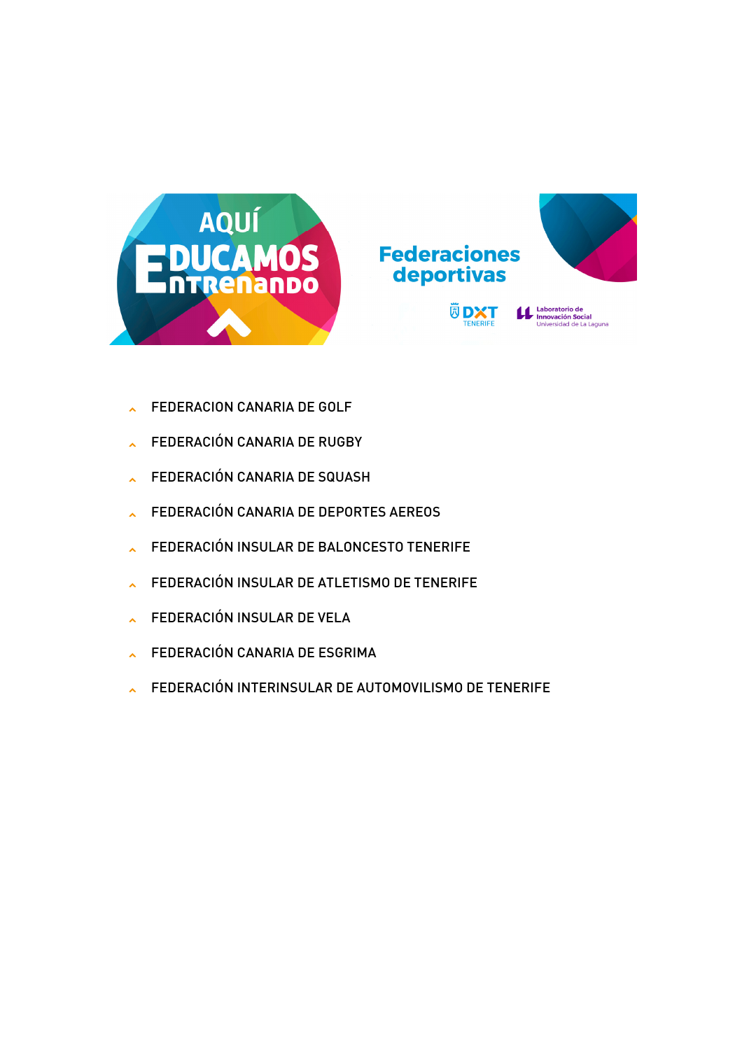AQUÍ EDUCAMOS ENTRENANDO

# Federaciones deportivas

DXT TENERIFE

Laboratorio de Innovación Social
Universidad de La Laguna

- FEDERACION CANARIA DE GOLF
- FEDERACIÓN CANARIA DE RUGBY
- FEDERACIÓN CANARIA DE SQUASH
- FEDERACIÓN CANARIA DE DEPORTES AEREOS
- FEDERACIÓN INSULAR DE BALONCESTO TENERIFE
- FEDERACIÓN INSULAR DE ATLETISMO DE TENERIFE
- FEDERACIÓN INSULAR DE VELA
- FEDERACIÓN CANARIA DE ESGRIMA
- FEDERACIÓN INTERINSULAR DE AUTOMOVILISMO DE TENERIFE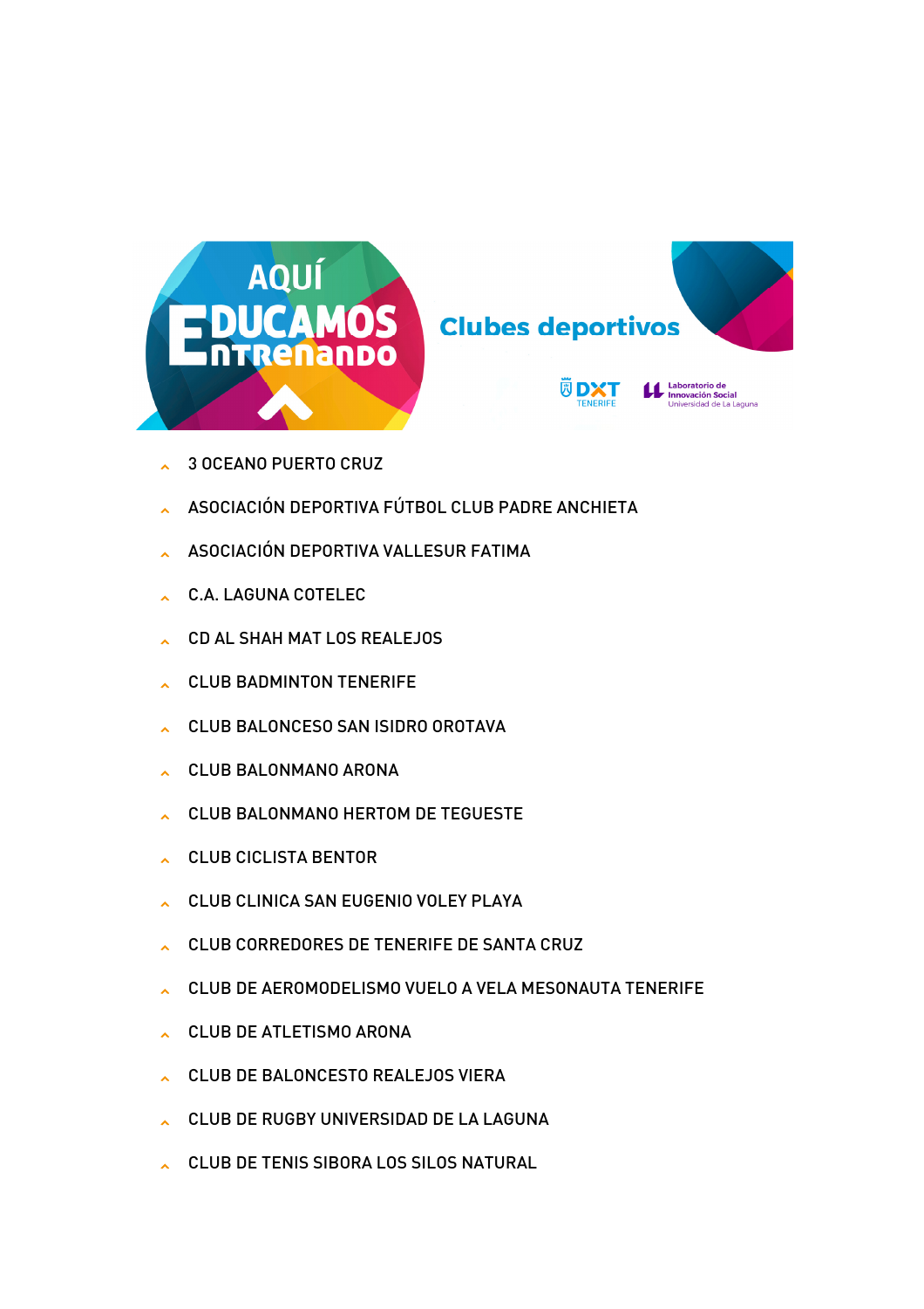AQUÍ EDUCAMOS ENTRENANDO

## Clubes deportivos

DXT TENERIFE — Laboratorio de Innovación Social, Universidad de La Laguna

- 3 OCEANO PUERTO CRUZ
- ASOCIACIÓN DEPORTIVA FÚTBOL CLUB PADRE ANCHIETA
- ASOCIACIÓN DEPORTIVA VALLESUR FATIMA
- C.A. LAGUNA COTELEC
- CD AL SHAH MAT LOS REALEJOS
- CLUB BADMINTON TENERIFE
- CLUB BALONCESO SAN ISIDRO OROTAVA
- CLUB BALONMANO ARONA
- CLUB BALONMANO HERTOM DE TEGUESTE
- CLUB CICLISTA BENTOR
- CLUB CLINICA SAN EUGENIO VOLEY PLAYA
- CLUB CORREDORES DE TENERIFE DE SANTA CRUZ
- CLUB DE AEROMODELISMO VUELO A VELA MESONAUTA TENERIFE
- CLUB DE ATLETISMO ARONA
- CLUB DE BALONCESTO REALEJOS VIERA
- CLUB DE RUGBY UNIVERSIDAD DE LA LAGUNA
- CLUB DE TENIS SIBORA LOS SILOS NATURAL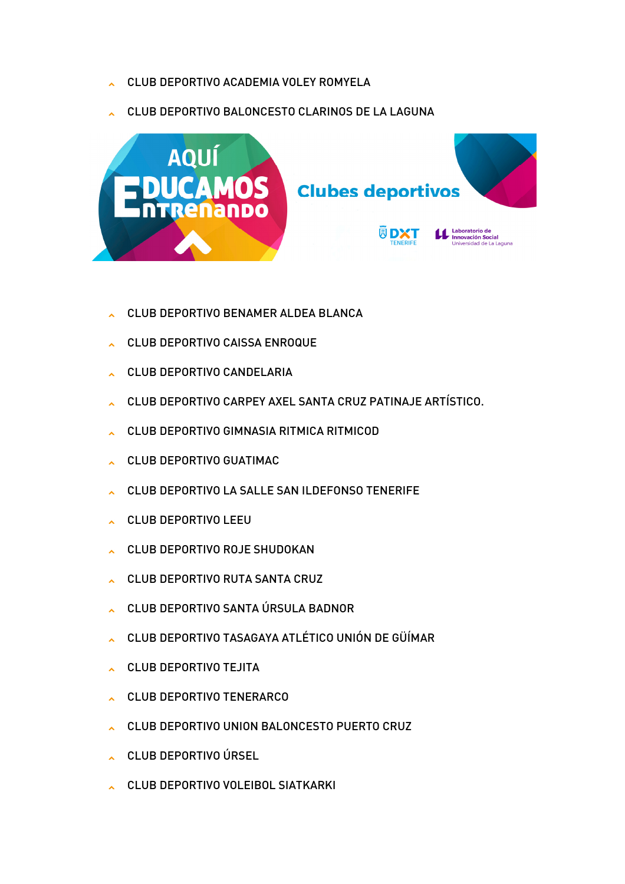- CLUB DEPORTIVO ACADEMIA VOLEY ROMYELA
- CLUB DEPORTIVO BALONCESTO CLARINOS DE LA LAGUNA

AQUÍ EDUCAMOS ENTRENANDO

Clubes deportivos

DXT TENERIFE

Laboratorio de Innovación Social Universidad de La Laguna

- CLUB DEPORTIVO BENAMER ALDEA BLANCA
- CLUB DEPORTIVO CAISSA ENROQUE
- CLUB DEPORTIVO CANDELARIA
- CLUB DEPORTIVO CARPEY AXEL SANTA CRUZ PATINAJE ARTÍSTICO.
- CLUB DEPORTIVO GIMNASIA RITMICA RITMICOD
- CLUB DEPORTIVO GUATIMAC
- CLUB DEPORTIVO LA SALLE SAN ILDEFONSO TENERIFE
- CLUB DEPORTIVO LEEU
- CLUB DEPORTIVO ROJE SHUDOKAN
- CLUB DEPORTIVO RUTA SANTA CRUZ
- CLUB DEPORTIVO SANTA ÚRSULA BADNOR
- CLUB DEPORTIVO TASAGAYA ATLÉTICO UNIÓN DE GÜÍMAR
- CLUB DEPORTIVO TEJITA
- CLUB DEPORTIVO TENERARCO
- CLUB DEPORTIVO UNION BALONCESTO PUERTO CRUZ
- CLUB DEPORTIVO ÚRSEL
- CLUB DEPORTIVO VOLEIBOL SIATKARKI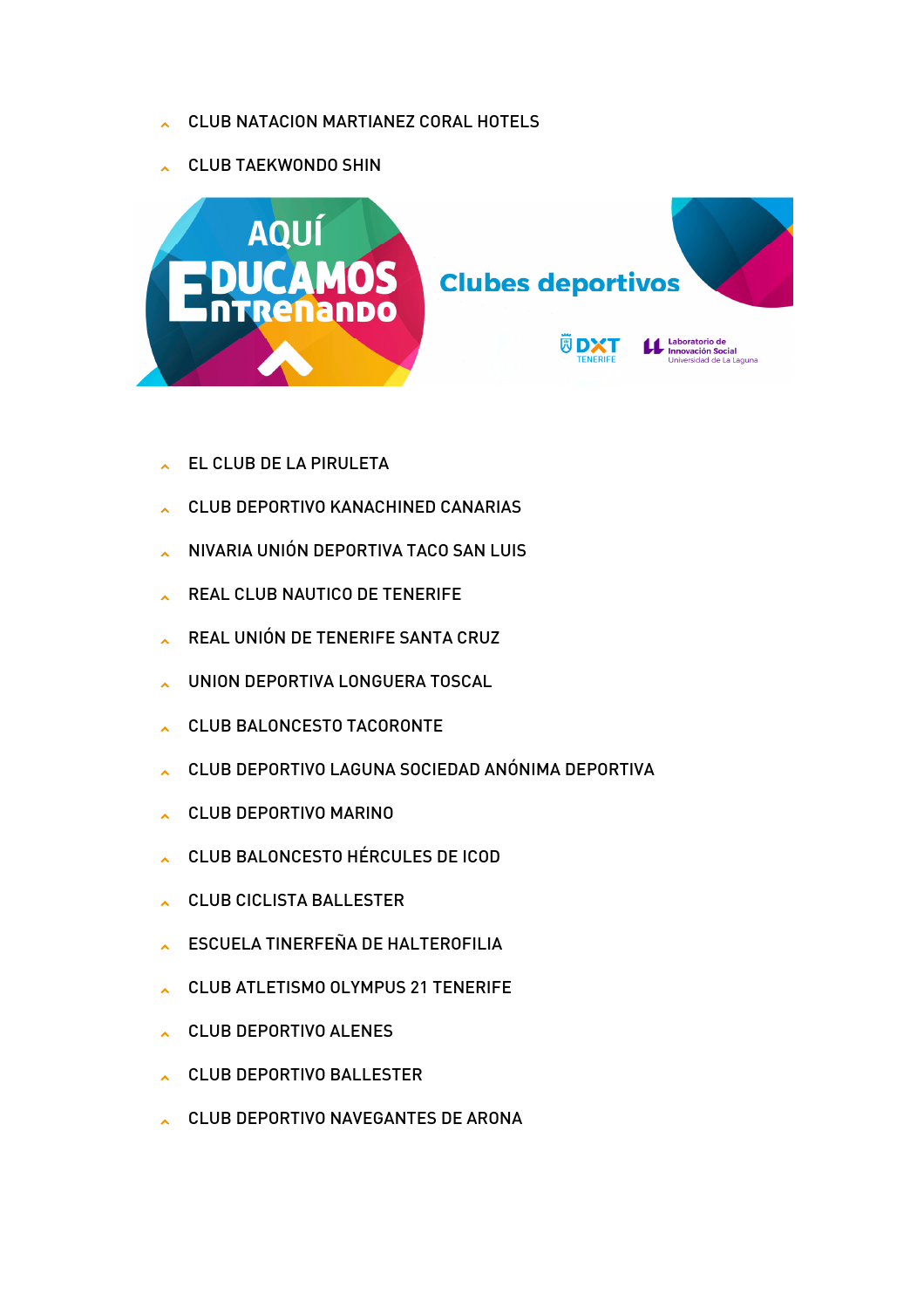- CLUB NATACION MARTIANEZ CORAL HOTELS
- CLUB TAEKWONDO SHIN

AQUÍ EDUCAMOS ENTRENANDO

Clubes deportivos

DXT TENERIFE

Laboratorio de Innovación Social
Universidad de La Laguna

- EL CLUB DE LA PIRULETA
- CLUB DEPORTIVO KANACHINED CANARIAS
- NIVARIA UNIÓN DEPORTIVA TACO SAN LUIS
- REAL CLUB NAUTICO DE TENERIFE
- REAL UNIÓN DE TENERIFE SANTA CRUZ
- UNION DEPORTIVA LONGUERA TOSCAL
- CLUB BALONCESTO TACORONTE
- CLUB DEPORTIVO LAGUNA SOCIEDAD ANÓNIMA DEPORTIVA
- CLUB DEPORTIVO MARINO
- CLUB BALONCESTO HÉRCULES DE ICOD
- CLUB CICLISTA BALLESTER
- ESCUELA TINERFEÑA DE HALTEROFILIA
- CLUB ATLETISMO OLYMPUS 21 TENERIFE
- CLUB DEPORTIVO ALENES
- CLUB DEPORTIVO BALLESTER
- CLUB DEPORTIVO NAVEGANTES DE ARONA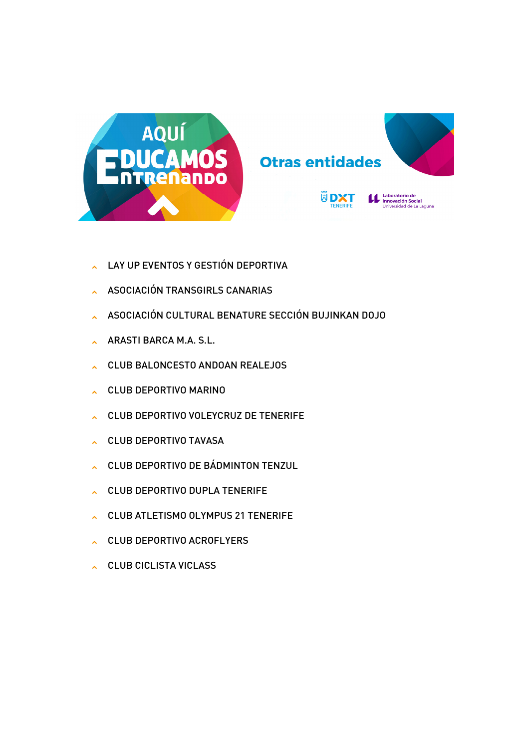AQUÍ EDUCAMOS ENTRENANDO

## Otras entidades

DXT TENERIFE

Laboratorio de Innovación Social
Universidad de La Laguna

- LAY UP EVENTOS Y GESTIÓN DEPORTIVA
- ASOCIACIÓN TRANSGIRLS CANARIAS
- ASOCIACIÓN CULTURAL BENATURE SECCIÓN BUJINKAN DOJO
- ARASTI BARCA M.A. S.L.
- CLUB BALONCESTO ANDOAN REALEJOS
- CLUB DEPORTIVO MARINO
- CLUB DEPORTIVO VOLEYCRUZ DE TENERIFE
- CLUB DEPORTIVO TAVASA
- CLUB DEPORTIVO DE BÁDMINTON TENZUL
- CLUB DEPORTIVO DUPLA TENERIFE
- CLUB ATLETISMO OLYMPUS 21 TENERIFE
- CLUB DEPORTIVO ACROFLYERS
- CLUB CICLISTA VICLASS